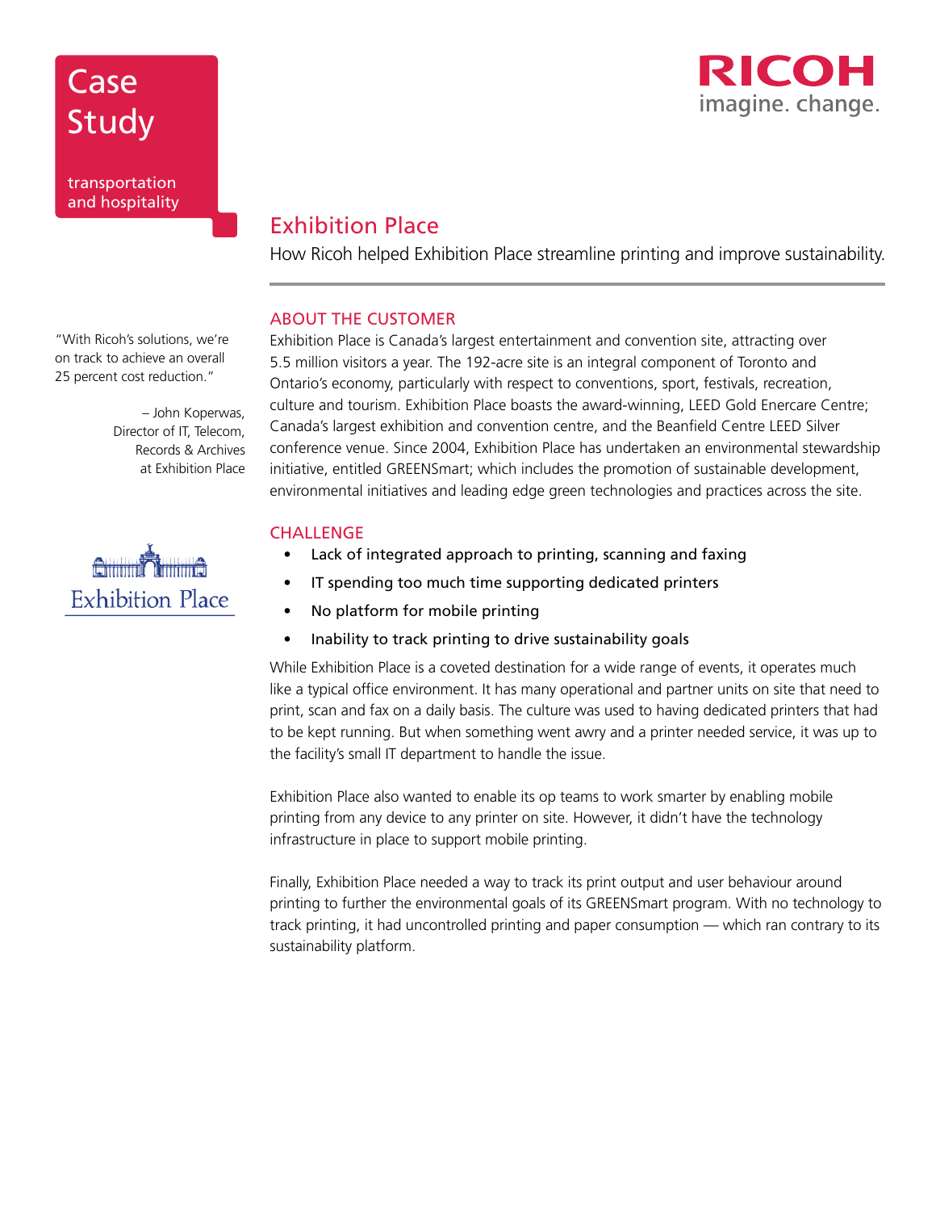Case Study

transportation and hospitality

RICOH
imagine. change.

# Exhibition Place

How Ricoh helped Exhibition Place streamline printing and improve sustainability.

"With Ricoh's solutions, we're on track to achieve an overall 25 percent cost reduction."

– John Koperwas, Director of IT, Telecom, Records & Archives at Exhibition Place

## ABOUT THE CUSTOMER

Exhibition Place is Canada's largest entertainment and convention site, attracting over 5.5 million visitors a year. The 192-acre site is an integral component of Toronto and Ontario's economy, particularly with respect to conventions, sport, festivals, recreation, culture and tourism. Exhibition Place boasts the award-winning, LEED Gold Enercare Centre; Canada's largest exhibition and convention centre, and the Beanfield Centre LEED Silver conference venue. Since 2004, Exhibition Place has undertaken an environmental stewardship initiative, entitled GREENSmart; which includes the promotion of sustainable development, environmental initiatives and leading edge green technologies and practices across the site.

## CHALLENGE

- Lack of integrated approach to printing, scanning and faxing
- IT spending too much time supporting dedicated printers
- No platform for mobile printing
- Inability to track printing to drive sustainability goals

While Exhibition Place is a coveted destination for a wide range of events, it operates much like a typical office environment. It has many operational and partner units on site that need to print, scan and fax on a daily basis. The culture was used to having dedicated printers that had to be kept running. But when something went awry and a printer needed service, it was up to the facility's small IT department to handle the issue.

Exhibition Place also wanted to enable its op teams to work smarter by enabling mobile printing from any device to any printer on site. However, it didn't have the technology infrastructure in place to support mobile printing.

Finally, Exhibition Place needed a way to track its print output and user behaviour around printing to further the environmental goals of its GREENSmart program. With no technology to track printing, it had uncontrolled printing and paper consumption — which ran contrary to its sustainability platform.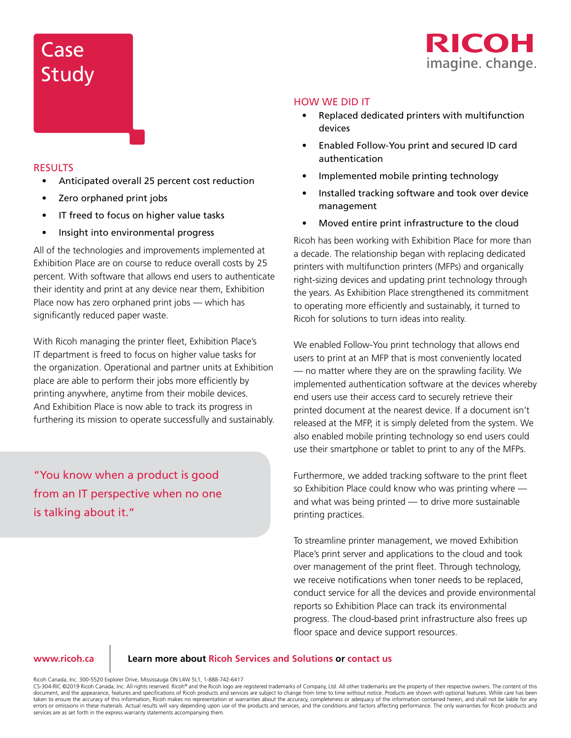# Case Study

## RESULTS

- Anticipated overall 25 percent cost reduction
- Zero orphaned print jobs
- IT freed to focus on higher value tasks
- Insight into environmental progress

All of the technologies and improvements implemented at Exhibition Place are on course to reduce overall costs by 25 percent. With software that allows end users to authenticate their identity and print at any device near them, Exhibition Place now has zero orphaned print jobs — which has significantly reduced paper waste.

With Ricoh managing the printer fleet, Exhibition Place's IT department is freed to focus on higher value tasks for the organization. Operational and partner units at Exhibition place are able to perform their jobs more efficiently by printing anywhere, anytime from their mobile devices. And Exhibition Place is now able to track its progress in furthering its mission to operate successfully and sustainably.

> "You know when a product is good from an IT perspective when no one is talking about it."

## HOW WE DID IT

- Replaced dedicated printers with multifunction devices
- Enabled Follow-You print and secured ID card authentication
- Implemented mobile printing technology
- Installed tracking software and took over device management
- Moved entire print infrastructure to the cloud

Ricoh has been working with Exhibition Place for more than a decade. The relationship began with replacing dedicated printers with multifunction printers (MFPs) and organically right-sizing devices and updating print technology through the years. As Exhibition Place strengthened its commitment to operating more efficiently and sustainably, it turned to Ricoh for solutions to turn ideas into reality.

We enabled Follow-You print technology that allows end users to print at an MFP that is most conveniently located — no matter where they are on the sprawling facility. We implemented authentication software at the devices whereby end users use their access card to securely retrieve their printed document at the nearest device. If a document isn't released at the MFP, it is simply deleted from the system. We also enabled mobile printing technology so end users could use their smartphone or tablet to print to any of the MFPs.

Furthermore, we added tracking software to the print fleet so Exhibition Place could know who was printing where — and what was being printed — to drive more sustainable printing practices.

To streamline printer management, we moved Exhibition Place's print server and applications to the cloud and took over management of the print fleet. Through technology, we receive notifications when toner needs to be replaced, conduct service for all the devices and provide environmental reports so Exhibition Place can track its environmental progress. The cloud-based print infrastructure also frees up floor space and device support resources.

www.ricoh.ca | **Learn more about Ricoh Services and Solutions or contact us**

Ricoh Canada, Inc. 300-5520 Explorer Drive, Mississauga ON L4W 5L1, 1-888-742-6417
CS-304-RIC ©2019 Ricoh Canada, Inc. All rights reserved. Ricoh® and the Ricoh logo are registered trademarks of Company, Ltd. All other trademarks are the property of their respective owners. The content of this document, and the appearance, features and specifications of Ricoh products and services are subject to change from time to time without notice. Products are shown with optional features. While care has been taken to ensure the accuracy of this information, Ricoh makes no representation or warranties about the accuracy, completeness or adequacy of the information contained herein, and shall not be liable for any errors or omissions in these materials. Actual results will vary depending upon use of the products and services, and the conditions and factors affecting performance. The only warranties for Ricoh products and services are as set forth in the express warranty statements accompanying them.